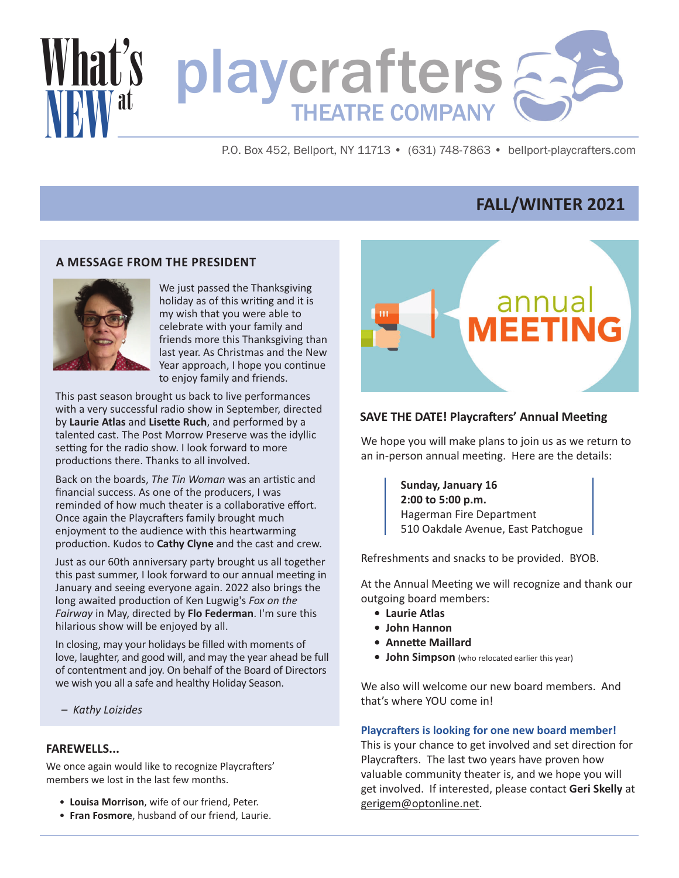# What's NEW at playcrafters THEATRE COMPANY

P.O. Box 452, Bellport, NY 11713 • (631) 748-7863 • bellport-playcrafters.com

## FALL/WINTER 2021

### A MESSAGE FROM THE PRESIDENT

We just passed the Thanksgiving holiday as of this writing and it is my wish that you were able to celebrate with your family and friends more this Thanksgiving than last year. As Christmas and the New Year approach, I hope you continue to enjoy family and friends.

This past season brought us back to live performances with a very successful radio show in September, directed by **Laurie Atlas** and **Lisette Ruch**, and performed by a talented cast. The Post Morrow Preserve was the idyllic setting for the radio show. I look forward to more productions there. Thanks to all involved.

Back on the boards, *The Tin Woman* was an artistic and financial success. As one of the producers, I was reminded of how much theater is a collaborative effort. Once again the Playcrafters family brought much enjoyment to the audience with this heartwarming production. Kudos to **Cathy Clyne** and the cast and crew.

Just as our 60th anniversary party brought us all together this past summer, I look forward to our annual meeting in January and seeing everyone again. 2022 also brings the long awaited production of Ken Lugwig's *Fox on the Fairway* in May, directed by **Flo Federman**. I'm sure this hilarious show will be enjoyed by all.

In closing, may your holidays be filled with moments of love, laughter, and good will, and may the year ahead be full of contentment and joy. On behalf of the Board of Directors we wish you all a safe and healthy Holiday Season.

– *Kathy Loizides*

### FAREWELLS...

We once again would like to recognize Playcrafters' members we lost in the last few months.

- **Louisa Morrison**, wife of our friend, Peter.
- **Fran Fosmore**, husband of our friend, Laurie.

annual MEETING

### SAVE THE DATE! Playcrafters' Annual Meeting

We hope you will make plans to join us as we return to an in-person annual meeting. Here are the details:

**Sunday, January 16**
**2:00 to 5:00 p.m.**
Hagerman Fire Department
510 Oakdale Avenue, East Patchogue

Refreshments and snacks to be provided. BYOB.

At the Annual Meeting we will recognize and thank our outgoing board members:

- **Laurie Atlas**
- **John Hannon**
- **Annette Maillard**
- **John Simpson** (who relocated earlier this year)

We also will welcome our new board members. And that's where YOU come in!

**Playcrafters is looking for one new board member!**
This is your chance to get involved and set direction for Playcrafters. The last two years have proven how valuable community theater is, and we hope you will get involved. If interested, please contact **Geri Skelly** at gerigem@optonline.net.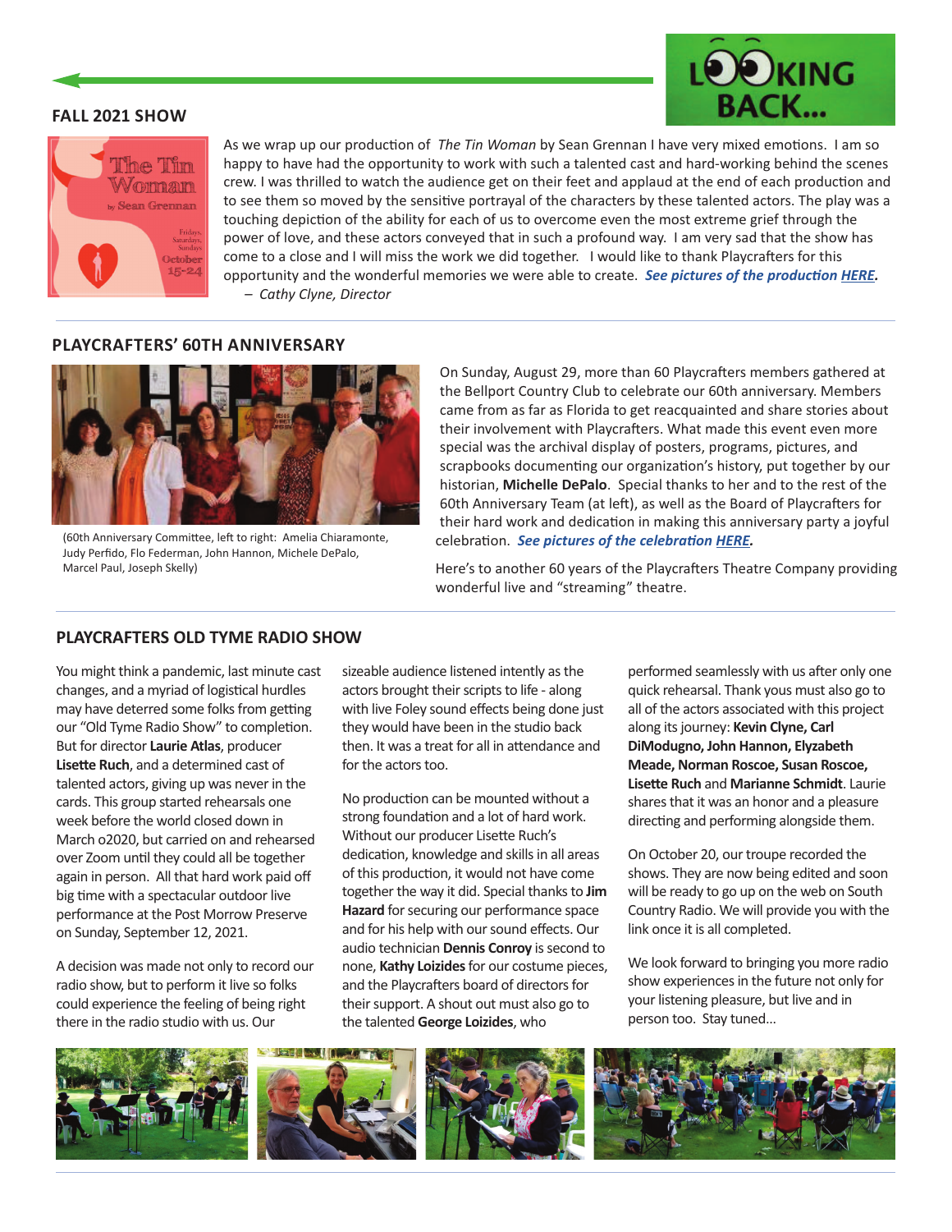# LOOKING BACK...

## FALL 2021 SHOW

As we wrap up our production of *The Tin Woman* by Sean Grennan I have very mixed emotions. I am so happy to have had the opportunity to work with such a talented cast and hard-working behind the scenes crew. I was thrilled to watch the audience get on their feet and applaud at the end of each production and to see them so moved by the sensitive portrayal of the characters by these talented actors. The play was a touching depiction of the ability for each of us to overcome even the most extreme grief through the power of love, and these actors conveyed that in such a profound way. I am very sad that the show has come to a close and I will miss the work we did together. I would like to thank Playcrafters for this opportunity and the wonderful memories we were able to create. ***See pictures of the production HERE.***

– *Cathy Clyne, Director*

## PLAYCRAFTERS' 60TH ANNIVERSARY

(60th Anniversary Committee, left to right: Amelia Chiaramonte, Judy Perfido, Flo Federman, John Hannon, Michele DePalo, Marcel Paul, Joseph Skelly)

On Sunday, August 29, more than 60 Playcrafters members gathered at the Bellport Country Club to celebrate our 60th anniversary. Members came from as far as Florida to get reacquainted and share stories about their involvement with Playcrafters. What made this event even more special was the archival display of posters, programs, pictures, and scrapbooks documenting our organization's history, put together by our historian, **Michelle DePalo**. Special thanks to her and to the rest of the 60th Anniversary Team (at left), as well as the Board of Playcrafters for their hard work and dedication in making this anniversary party a joyful celebration. ***See pictures of the celebration HERE.***

Here's to another 60 years of the Playcrafters Theatre Company providing wonderful live and "streaming" theatre.

## PLAYCRAFTERS OLD TYME RADIO SHOW

You might think a pandemic, last minute cast changes, and a myriad of logistical hurdles may have deterred some folks from getting our "Old Tyme Radio Show" to completion. But for director **Laurie Atlas**, producer **Lisette Ruch**, and a determined cast of talented actors, giving up was never in the cards. This group started rehearsals one week before the world closed down in March o2020, but carried on and rehearsed over Zoom until they could all be together again in person. All that hard work paid off big time with a spectacular outdoor live performance at the Post Morrow Preserve on Sunday, September 12, 2021.

A decision was made not only to record our radio show, but to perform it live so folks could experience the feeling of being right there in the radio studio with us. Our sizeable audience listened intently as the actors brought their scripts to life - along with live Foley sound effects being done just they would have been in the studio back then. It was a treat for all in attendance and for the actors too.

No production can be mounted without a strong foundation and a lot of hard work. Without our producer Lisette Ruch's dedication, knowledge and skills in all areas of this production, it would not have come together the way it did. Special thanks to **Jim Hazard** for securing our performance space and for his help with our sound effects. Our audio technician **Dennis Conroy** is second to none, **Kathy Loizides** for our costume pieces, and the Playcrafters board of directors for their support. A shout out must also go to the talented **George Loizides**, who performed seamlessly with us after only one quick rehearsal. Thank yous must also go to all of the actors associated with this project along its journey: **Kevin Clyne, Carl DiModugno, John Hannon, Elyzabeth Meade, Norman Roscoe, Susan Roscoe, Lisette Ruch** and **Marianne Schmidt**. Laurie shares that it was an honor and a pleasure directing and performing alongside them.

On October 20, our troupe recorded the shows. They are now being edited and soon will be ready to go up on the web on South Country Radio. We will provide you with the link once it is all completed.

We look forward to bringing you more radio show experiences in the future not only for your listening pleasure, but live and in person too. Stay tuned...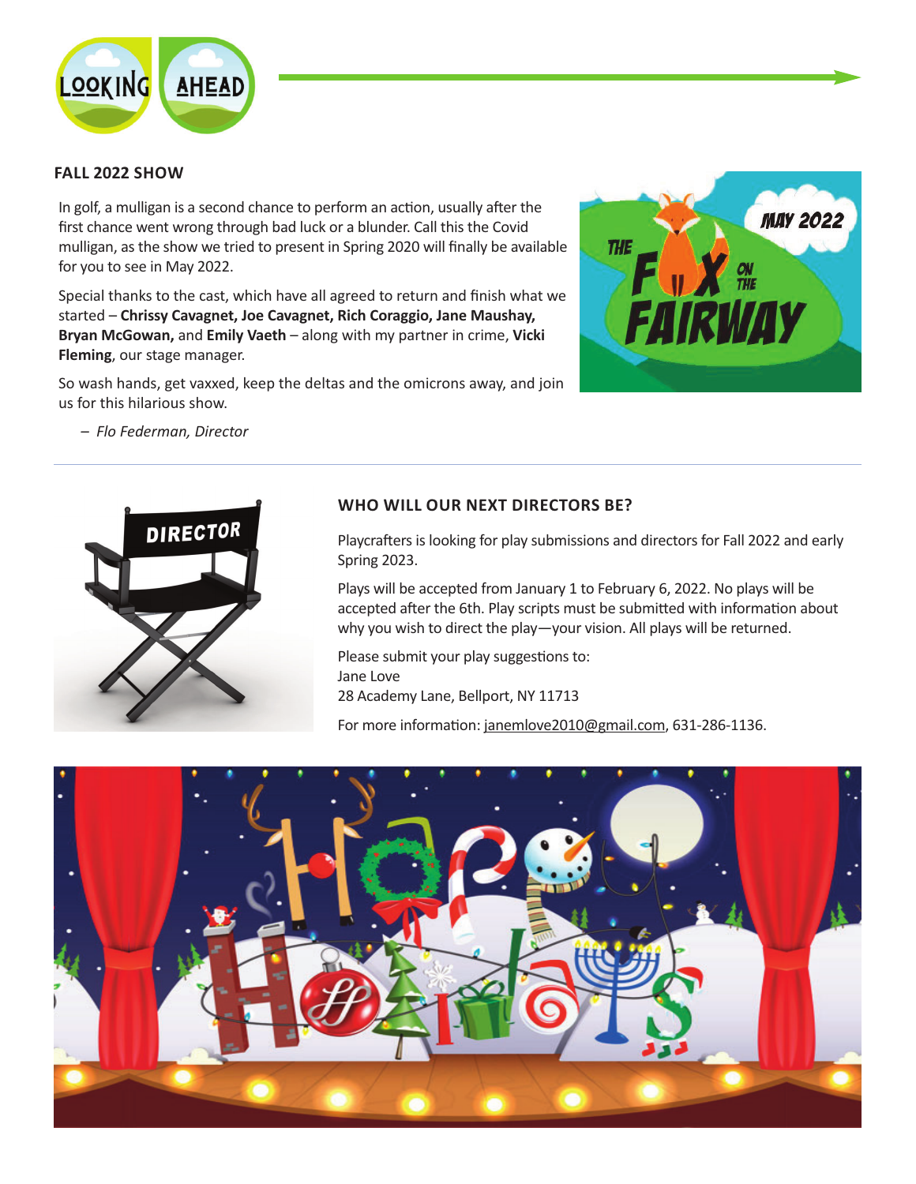# LOOKING AHEAD

## FALL 2022 SHOW

In golf, a mulligan is a second chance to perform an action, usually after the first chance went wrong through bad luck or a blunder. Call this the Covid mulligan, as the show we tried to present in Spring 2020 will finally be available for you to see in May 2022.

Special thanks to the cast, which have all agreed to return and finish what we started – **Chrissy Cavagnet, Joe Cavagnet, Rich Coraggio, Jane Maushay, Bryan McGowan,** and **Emily Vaeth** – along with my partner in crime, **Vicki Fleming**, our stage manager.

So wash hands, get vaxxed, keep the deltas and the omicrons away, and join us for this hilarious show.

– *Flo Federman, Director*

## WHO WILL OUR NEXT DIRECTORS BE?

Playcrafters is looking for play submissions and directors for Fall 2022 and early Spring 2023.

Plays will be accepted from January 1 to February 6, 2022. No plays will be accepted after the 6th. Play scripts must be submitted with information about why you wish to direct the play—your vision. All plays will be returned.

Please submit your play suggestions to:
Jane Love
28 Academy Lane, Bellport, NY 11713

For more information: janemlove2010@gmail.com, 631-286-1136.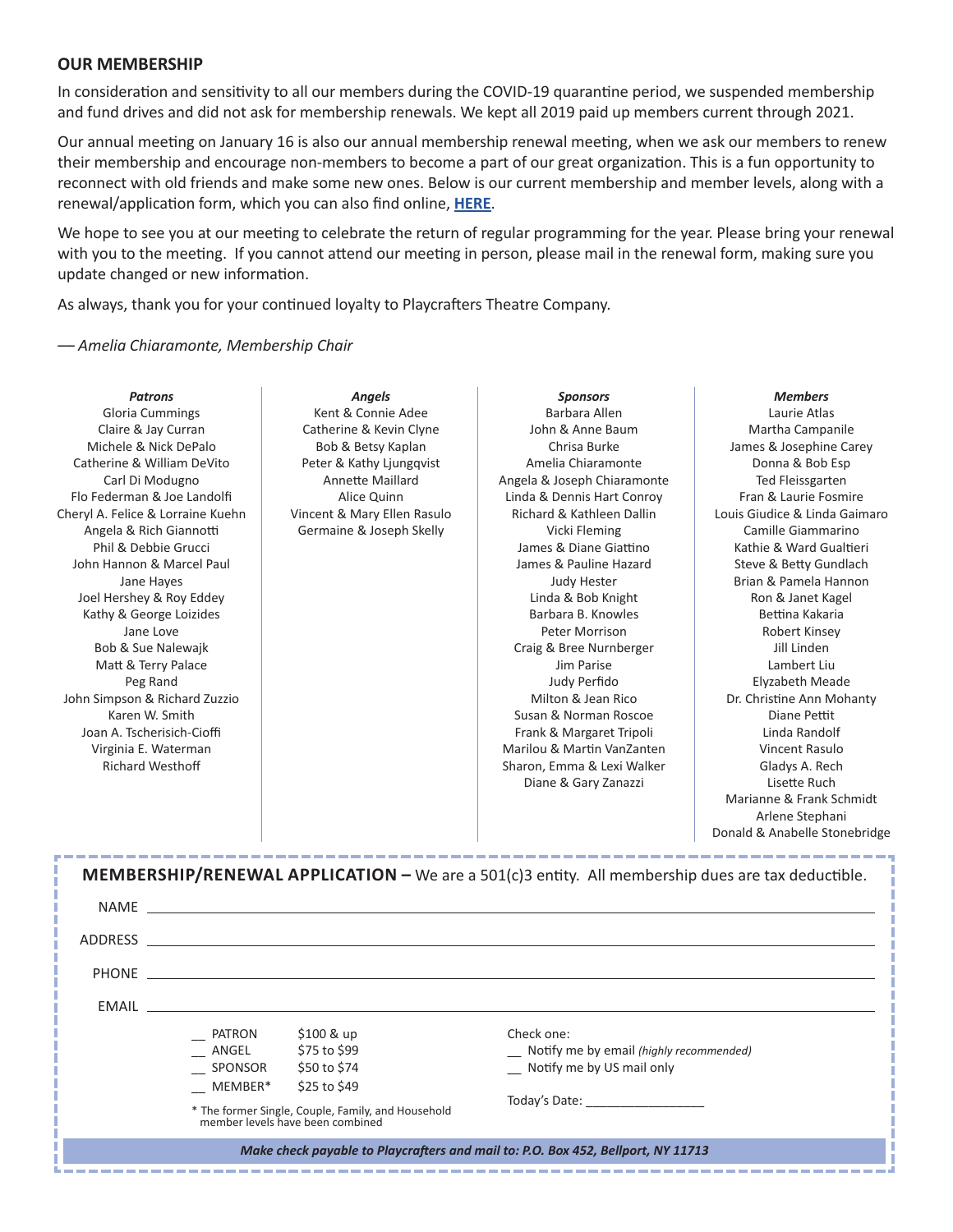## OUR MEMBERSHIP

In consideration and sensitivity to all our members during the COVID-19 quarantine period, we suspended membership and fund drives and did not ask for membership renewals. We kept all 2019 paid up members current through 2021.

Our annual meeting on January 16 is also our annual membership renewal meeting, when we ask our members to renew their membership and encourage non-members to become a part of our great organization. This is a fun opportunity to reconnect with old friends and make some new ones. Below is our current membership and member levels, along with a renewal/application form, which you can also find online, **HERE**.

We hope to see you at our meeting to celebrate the return of regular programming for the year. Please bring your renewal with you to the meeting. If you cannot attend our meeting in person, please mail in the renewal form, making sure you update changed or new information.

As always, thank you for your continued loyalty to Playcrafters Theatre Company.

*— Amelia Chiaramonte, Membership Chair*

***Patrons***

Gloria Cummings
Claire & Jay Curran
Michele & Nick DePalo
Catherine & William DeVito
Carl Di Modugno
Flo Federman & Joe Landolfi
Cheryl A. Felice & Lorraine Kuehn
Angela & Rich Giannotti
Phil & Debbie Grucci
John Hannon & Marcel Paul
Jane Hayes
Joel Hershey & Roy Eddey
Kathy & George Loizides
Jane Love
Bob & Sue Nalewajk
Matt & Terry Palace
Peg Rand
John Simpson & Richard Zuzzio
Karen W. Smith
Joan A. Tscherisich-Cioffi
Virginia E. Waterman
Richard Westhoff

***Angels***

Kent & Connie Adee
Catherine & Kevin Clyne
Bob & Betsy Kaplan
Peter & Kathy Ljungqvist
Annette Maillard
Alice Quinn
Vincent & Mary Ellen Rasulo
Germaine & Joseph Skelly

***Sponsors***

Barbara Allen
John & Anne Baum
Chrisa Burke
Amelia Chiaramonte
Angela & Joseph Chiaramonte
Linda & Dennis Hart Conroy
Richard & Kathleen Dallin
Vicki Fleming
James & Diane Giattino
James & Pauline Hazard
Judy Hester
Linda & Bob Knight
Barbara B. Knowles
Peter Morrison
Craig & Bree Nurnberger
Jim Parise
Judy Perfido
Milton & Jean Rico
Susan & Norman Roscoe
Frank & Margaret Tripoli
Marilou & Martin VanZanten
Sharon, Emma & Lexi Walker
Diane & Gary Zanazzi

***Members***

Laurie Atlas
Martha Campanile
James & Josephine Carey
Donna & Bob Esp
Ted Fleissgarten
Fran & Laurie Fosmire
Louis Giudice & Linda Gaimaro
Camille Giammarino
Kathie & Ward Gualtieri
Steve & Betty Gundlach
Brian & Pamela Hannon
Ron & Janet Kagel
Bettina Kakaria
Robert Kinsey
Jill Linden
Lambert Liu
Elyzabeth Meade
Dr. Christine Ann Mohanty
Diane Pettit
Linda Randolf
Vincent Rasulo
Gladys A. Rech
Lisette Ruch
Marianne & Frank Schmidt
Arlene Stephani
Donald & Anabelle Stonebridge

---

**MEMBERSHIP/RENEWAL APPLICATION –** We are a 501(c)3 entity. All membership dues are tax deductible.

NAME ____________________

ADDRESS ____________________

PHONE ____________________

EMAIL ____________________

__ PATRON $100 & up
__ ANGEL $75 to $99
__ SPONSOR $50 to $74
__ MEMBER* $25 to $49

\* The former Single, Couple, Family, and Household member levels have been combined

Check one:
__ Notify me by email *(highly recommended)*
__ Notify me by US mail only

Today's Date: ________________

***Make check payable to Playcrafters and mail to: P.O. Box 452, Bellport, NY 11713***